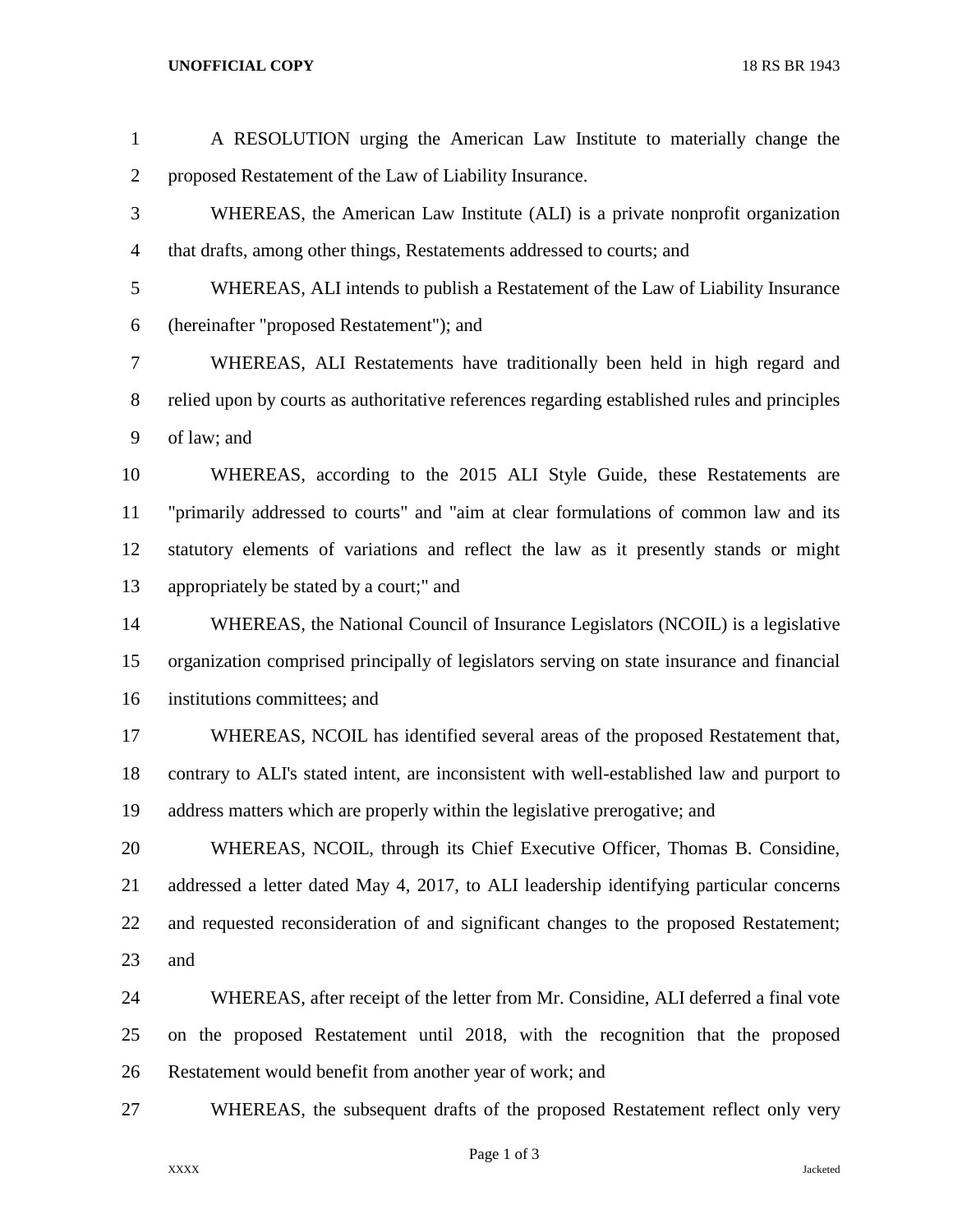A RESOLUTION urging the American Law Institute to materially change the proposed Restatement of the Law of Liability Insurance.

WHEREAS, the American Law Institute (ALI) is a private nonprofit organization that drafts, among other things, Restatements addressed to courts; and

WHEREAS, ALI intends to publish a Restatement of the Law of Liability Insurance (hereinafter "proposed Restatement"); and

WHEREAS, ALI Restatements have traditionally been held in high regard and relied upon by courts as authoritative references regarding established rules and principles of law; and

WHEREAS, according to the 2015 ALI Style Guide, these Restatements are "primarily addressed to courts" and "aim at clear formulations of common law and its statutory elements of variations and reflect the law as it presently stands or might appropriately be stated by a court;" and

WHEREAS, the National Council of Insurance Legislators (NCOIL) is a legislative organization comprised principally of legislators serving on state insurance and financial institutions committees; and

WHEREAS, NCOIL has identified several areas of the proposed Restatement that, contrary to ALI's stated intent, are inconsistent with well-established law and purport to address matters which are properly within the legislative prerogative; and

WHEREAS, NCOIL, through its Chief Executive Officer, Thomas B. Considine, addressed a letter dated May 4, 2017, to ALI leadership identifying particular concerns and requested reconsideration of and significant changes to the proposed Restatement; and

WHEREAS, after receipt of the letter from Mr. Considine, ALI deferred a final vote on the proposed Restatement until 2018, with the recognition that the proposed Restatement would benefit from another year of work; and

WHEREAS, the subsequent drafts of the proposed Restatement reflect only very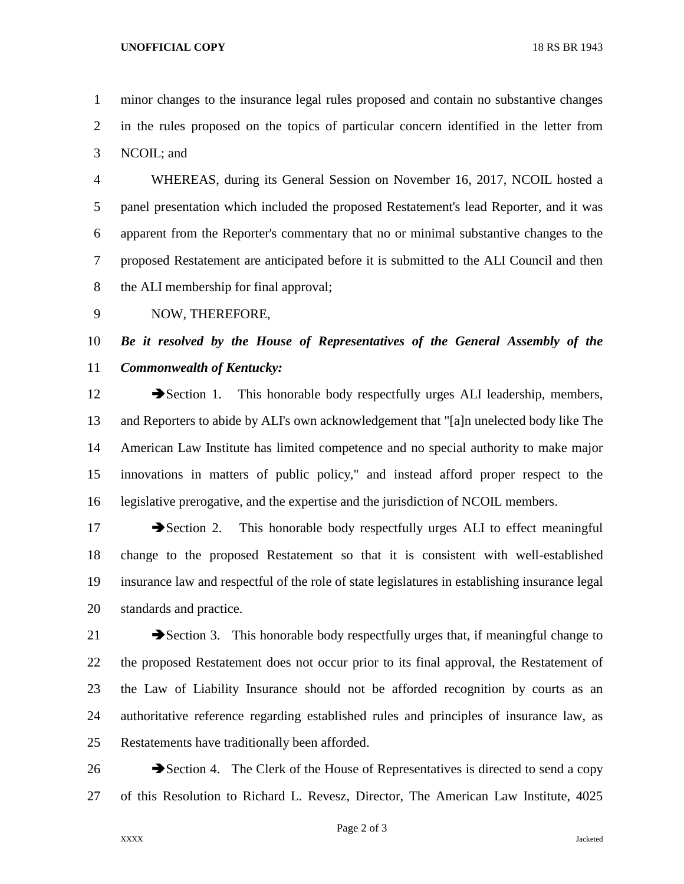minor changes to the insurance legal rules proposed and contain no substantive changes in the rules proposed on the topics of particular concern identified in the letter from NCOIL; and

WHEREAS, during its General Session on November 16, 2017, NCOIL hosted a panel presentation which included the proposed Restatement's lead Reporter, and it was apparent from the Reporter's commentary that no or minimal substantive changes to the proposed Restatement are anticipated before it is submitted to the ALI Council and then the ALI membership for final approval;

NOW, THEREFORE,

***Be it resolved by the House of Representatives of the General Assembly of the Commonwealth of Kentucky:***

➔Section 1. This honorable body respectfully urges ALI leadership, members, and Reporters to abide by ALI's own acknowledgement that "[a]n unelected body like The American Law Institute has limited competence and no special authority to make major innovations in matters of public policy," and instead afford proper respect to the legislative prerogative, and the expertise and the jurisdiction of NCOIL members.

➔Section 2. This honorable body respectfully urges ALI to effect meaningful change to the proposed Restatement so that it is consistent with well-established insurance law and respectful of the role of state legislatures in establishing insurance legal standards and practice.

➔Section 3. This honorable body respectfully urges that, if meaningful change to the proposed Restatement does not occur prior to its final approval, the Restatement of the Law of Liability Insurance should not be afforded recognition by courts as an authoritative reference regarding established rules and principles of insurance law, as Restatements have traditionally been afforded.

➔Section 4. The Clerk of the House of Representatives is directed to send a copy of this Resolution to Richard L. Revesz, Director, The American Law Institute, 4025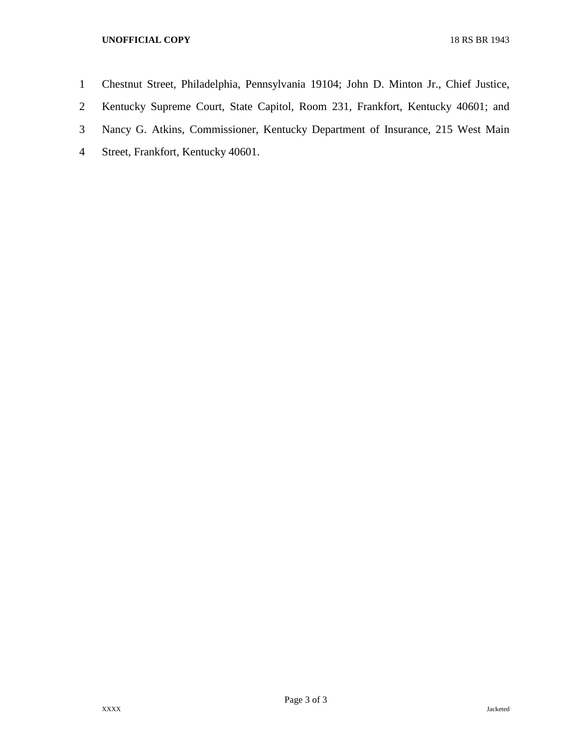Chestnut Street, Philadelphia, Pennsylvania 19104; John D. Minton Jr., Chief Justice, Kentucky Supreme Court, State Capitol, Room 231, Frankfort, Kentucky 40601; and Nancy G. Atkins, Commissioner, Kentucky Department of Insurance, 215 West Main Street, Frankfort, Kentucky 40601.